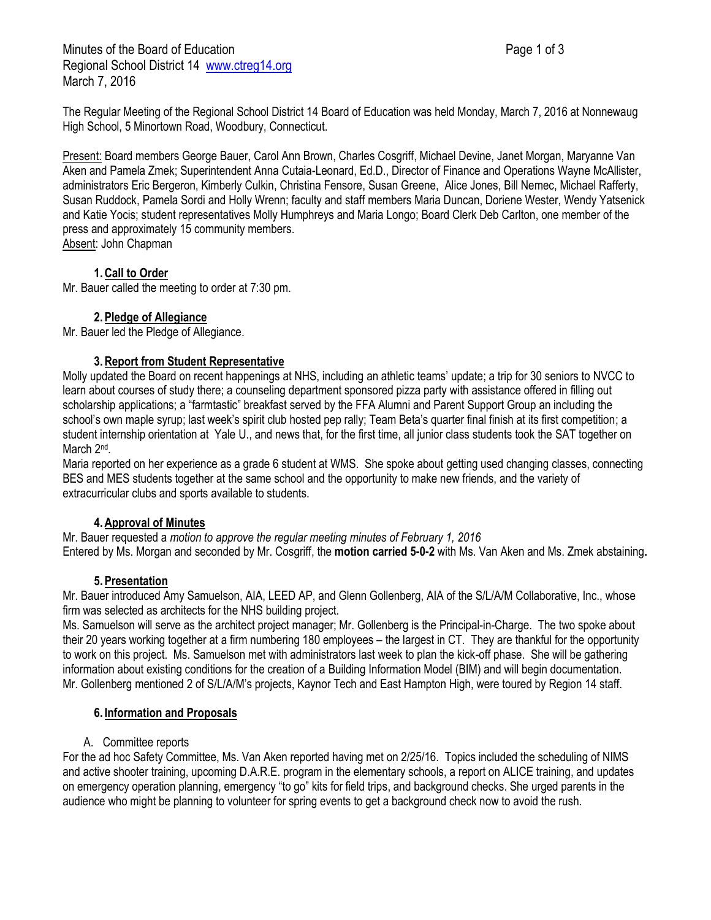Minutes of the Board of Education
Regional School District 14 www.ctreg14.org
March 7, 2016

The Regular Meeting of the Regional School District 14 Board of Education was held Monday, March 7, 2016 at Nonnewaug High School, 5 Minortown Road, Woodbury, Connecticut.

Present: Board members George Bauer, Carol Ann Brown, Charles Cosgriff, Michael Devine, Janet Morgan, Maryanne Van Aken and Pamela Zmek; Superintendent Anna Cutaia-Leonard, Ed.D., Director of Finance and Operations Wayne McAllister, administrators Eric Bergeron, Kimberly Culkin, Christina Fensore, Susan Greene, Alice Jones, Bill Nemec, Michael Rafferty, Susan Ruddock, Pamela Sordi and Holly Wrenn; faculty and staff members Maria Duncan, Doriene Wester, Wendy Yatsenick and Katie Yocis; student representatives Molly Humphreys and Maria Longo; Board Clerk Deb Carlton, one member of the press and approximately 15 community members.
Absent: John Chapman

## 1. Call to Order

Mr. Bauer called the meeting to order at 7:30 pm.

## 2. Pledge of Allegiance

Mr. Bauer led the Pledge of Allegiance.

## 3. Report from Student Representative

Molly updated the Board on recent happenings at NHS, including an athletic teams' update; a trip for 30 seniors to NVCC to learn about courses of study there; a counseling department sponsored pizza party with assistance offered in filling out scholarship applications; a "farmtastic" breakfast served by the FFA Alumni and Parent Support Group an including the school's own maple syrup; last week's spirit club hosted pep rally; Team Beta's quarter final finish at its first competition; a student internship orientation at Yale U., and news that, for the first time, all junior class students took the SAT together on March 2nd.

Maria reported on her experience as a grade 6 student at WMS. She spoke about getting used changing classes, connecting BES and MES students together at the same school and the opportunity to make new friends, and the variety of extracurricular clubs and sports available to students.

## 4. Approval of Minutes

Mr. Bauer requested a *motion to approve the regular meeting minutes of February 1, 2016*
Entered by Ms. Morgan and seconded by Mr. Cosgriff, the **motion carried 5-0-2** with Ms. Van Aken and Ms. Zmek abstaining**.**

## 5. Presentation

Mr. Bauer introduced Amy Samuelson, AIA, LEED AP, and Glenn Gollenberg, AIA of the S/L/A/M Collaborative, Inc., whose firm was selected as architects for the NHS building project.

Ms. Samuelson will serve as the architect project manager; Mr. Gollenberg is the Principal-in-Charge. The two spoke about their 20 years working together at a firm numbering 180 employees – the largest in CT. They are thankful for the opportunity to work on this project. Ms. Samuelson met with administrators last week to plan the kick-off phase. She will be gathering information about existing conditions for the creation of a Building Information Model (BIM) and will begin documentation. Mr. Gollenberg mentioned 2 of S/L/A/M's projects, Kaynor Tech and East Hampton High, were toured by Region 14 staff.

## 6. Information and Proposals

A. Committee reports

For the ad hoc Safety Committee, Ms. Van Aken reported having met on 2/25/16. Topics included the scheduling of NIMS and active shooter training, upcoming D.A.R.E. program in the elementary schools, a report on ALICE training, and updates on emergency operation planning, emergency "to go" kits for field trips, and background checks. She urged parents in the audience who might be planning to volunteer for spring events to get a background check now to avoid the rush.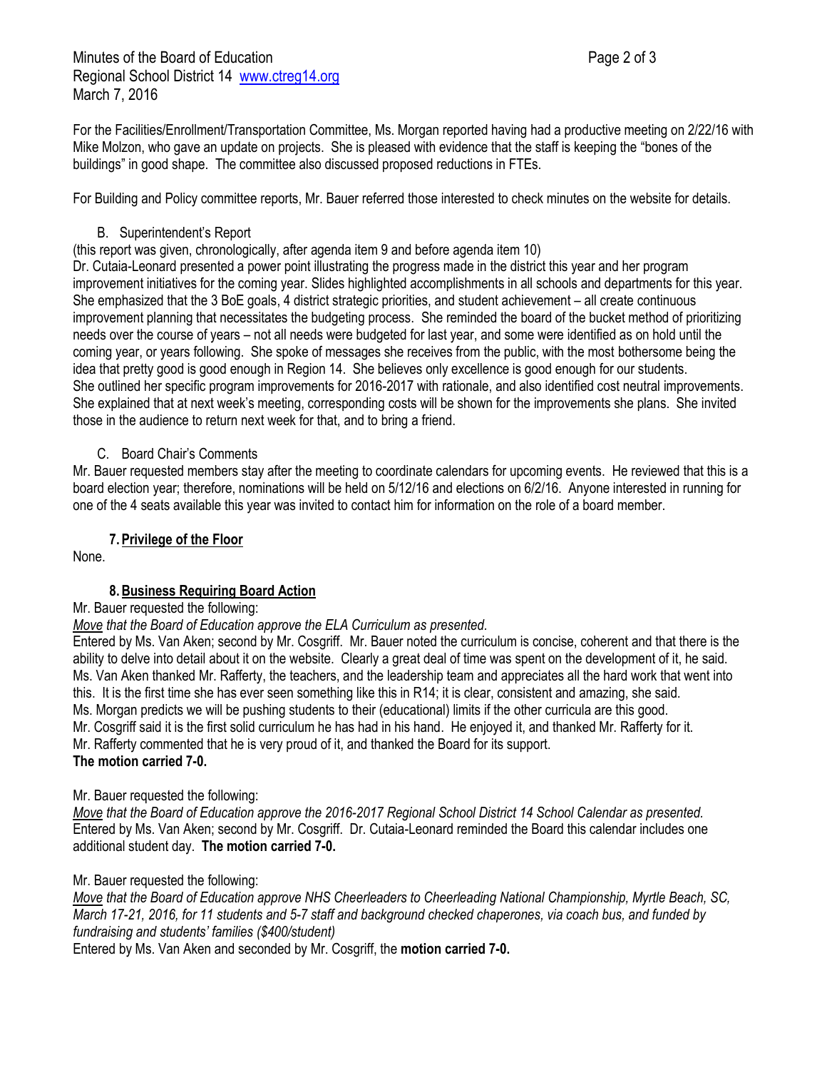For the Facilities/Enrollment/Transportation Committee, Ms. Morgan reported having had a productive meeting on 2/22/16 with Mike Molzon, who gave an update on projects. She is pleased with evidence that the staff is keeping the "bones of the buildings" in good shape. The committee also discussed proposed reductions in FTEs.

For Building and Policy committee reports, Mr. Bauer referred those interested to check minutes on the website for details.

B. Superintendent's Report

(this report was given, chronologically, after agenda item 9 and before agenda item 10)

Dr. Cutaia-Leonard presented a power point illustrating the progress made in the district this year and her program improvement initiatives for the coming year. Slides highlighted accomplishments in all schools and departments for this year. She emphasized that the 3 BoE goals, 4 district strategic priorities, and student achievement – all create continuous improvement planning that necessitates the budgeting process. She reminded the board of the bucket method of prioritizing needs over the course of years – not all needs were budgeted for last year, and some were identified as on hold until the coming year, or years following. She spoke of messages she receives from the public, with the most bothersome being the idea that pretty good is good enough in Region 14. She believes only excellence is good enough for our students. She outlined her specific program improvements for 2016-2017 with rationale, and also identified cost neutral improvements. She explained that at next week's meeting, corresponding costs will be shown for the improvements she plans. She invited those in the audience to return next week for that, and to bring a friend.

C. Board Chair's Comments

Mr. Bauer requested members stay after the meeting to coordinate calendars for upcoming events. He reviewed that this is a board election year; therefore, nominations will be held on 5/12/16 and elections on 6/2/16. Anyone interested in running for one of the 4 seats available this year was invited to contact him for information on the role of a board member.

## 7. Privilege of the Floor

None.

## 8. Business Requiring Board Action

Mr. Bauer requested the following:

*Move that the Board of Education approve the ELA Curriculum as presented.*

Entered by Ms. Van Aken; second by Mr. Cosgriff. Mr. Bauer noted the curriculum is concise, coherent and that there is the ability to delve into detail about it on the website. Clearly a great deal of time was spent on the development of it, he said. Ms. Van Aken thanked Mr. Rafferty, the teachers, and the leadership team and appreciates all the hard work that went into this. It is the first time she has ever seen something like this in R14; it is clear, consistent and amazing, she said. Ms. Morgan predicts we will be pushing students to their (educational) limits if the other curricula are this good. Mr. Cosgriff said it is the first solid curriculum he has had in his hand. He enjoyed it, and thanked Mr. Rafferty for it. Mr. Rafferty commented that he is very proud of it, and thanked the Board for its support.

**The motion carried 7-0.**

Mr. Bauer requested the following:

*Move that the Board of Education approve the 2016-2017 Regional School District 14 School Calendar as presented.*

Entered by Ms. Van Aken; second by Mr. Cosgriff. Dr. Cutaia-Leonard reminded the Board this calendar includes one additional student day. **The motion carried 7-0.**

Mr. Bauer requested the following:

*Move that the Board of Education approve NHS Cheerleaders to Cheerleading National Championship, Myrtle Beach, SC, March 17-21, 2016, for 11 students and 5-7 staff and background checked chaperones, via coach bus, and funded by fundraising and students' families ($400/student)*

Entered by Ms. Van Aken and seconded by Mr. Cosgriff, the **motion carried 7-0.**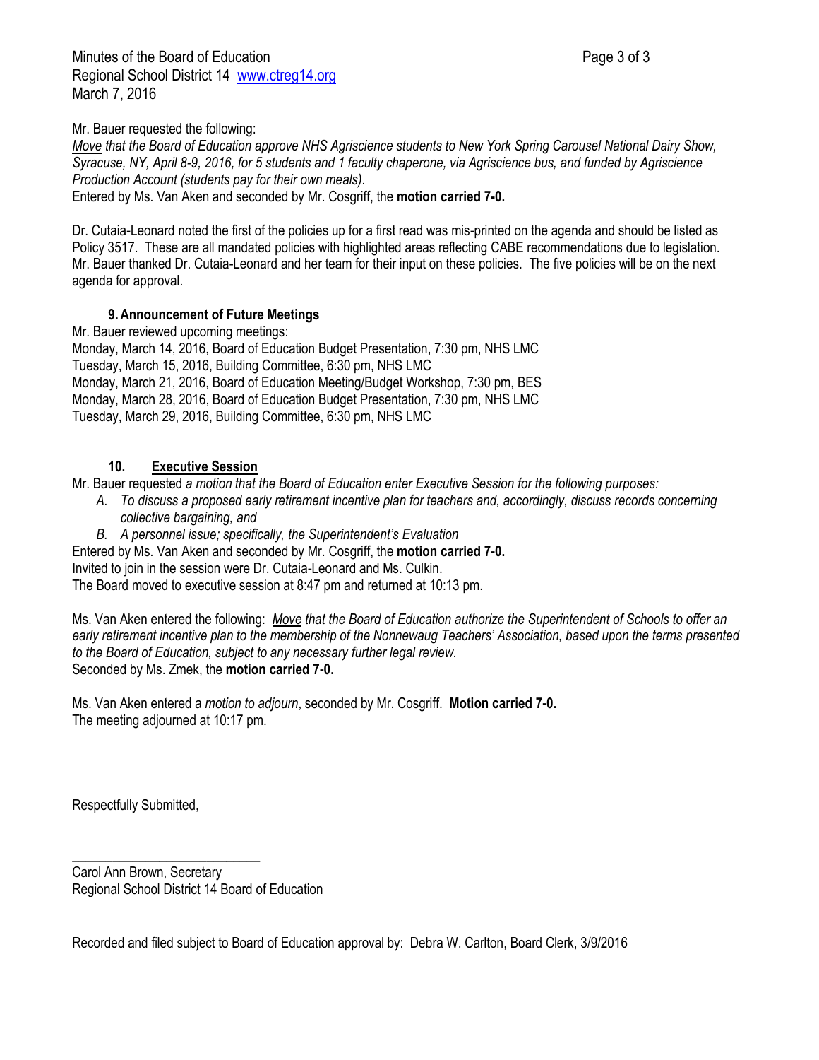Mr. Bauer requested the following:

*Move that the Board of Education approve NHS Agriscience students to New York Spring Carousel National Dairy Show, Syracuse, NY, April 8-9, 2016, for 5 students and 1 faculty chaperone, via Agriscience bus, and funded by Agriscience Production Account (students pay for their own meals).*

Entered by Ms. Van Aken and seconded by Mr. Cosgriff, the **motion carried 7-0.**

Dr. Cutaia-Leonard noted the first of the policies up for a first read was mis-printed on the agenda and should be listed as Policy 3517. These are all mandated policies with highlighted areas reflecting CABE recommendations due to legislation. Mr. Bauer thanked Dr. Cutaia-Leonard and her team for their input on these policies. The five policies will be on the next agenda for approval.

## 9. Announcement of Future Meetings

Mr. Bauer reviewed upcoming meetings:

Monday, March 14, 2016, Board of Education Budget Presentation, 7:30 pm, NHS LMC
Tuesday, March 15, 2016, Building Committee, 6:30 pm, NHS LMC
Monday, March 21, 2016, Board of Education Meeting/Budget Workshop, 7:30 pm, BES
Monday, March 28, 2016, Board of Education Budget Presentation, 7:30 pm, NHS LMC
Tuesday, March 29, 2016, Building Committee, 6:30 pm, NHS LMC

## 10. Executive Session

Mr. Bauer requested *a motion that the Board of Education enter Executive Session for the following purposes:*

A. *To discuss a proposed early retirement incentive plan for teachers and, accordingly, discuss records concerning collective bargaining, and*
B. *A personnel issue; specifically, the Superintendent's Evaluation*

Entered by Ms. Van Aken and seconded by Mr. Cosgriff, the **motion carried 7-0.**
Invited to join in the session were Dr. Cutaia-Leonard and Ms. Culkin.
The Board moved to executive session at 8:47 pm and returned at 10:13 pm.

Ms. Van Aken entered the following: *Move that the Board of Education authorize the Superintendent of Schools to offer an early retirement incentive plan to the membership of the Nonnewaug Teachers' Association, based upon the terms presented to the Board of Education, subject to any necessary further legal review.*

Seconded by Ms. Zmek, the **motion carried 7-0.**

Ms. Van Aken entered a *motion to adjourn*, seconded by Mr. Cosgriff. **Motion carried 7-0.**
The meeting adjourned at 10:17 pm.

Respectfully Submitted,

\_\_\_\_\_\_\_\_\_\_\_\_\_\_\_\_\_\_\_\_\_\_\_\_\_\_\_

Carol Ann Brown, Secretary
Regional School District 14 Board of Education

Recorded and filed subject to Board of Education approval by: Debra W. Carlton, Board Clerk, 3/9/2016